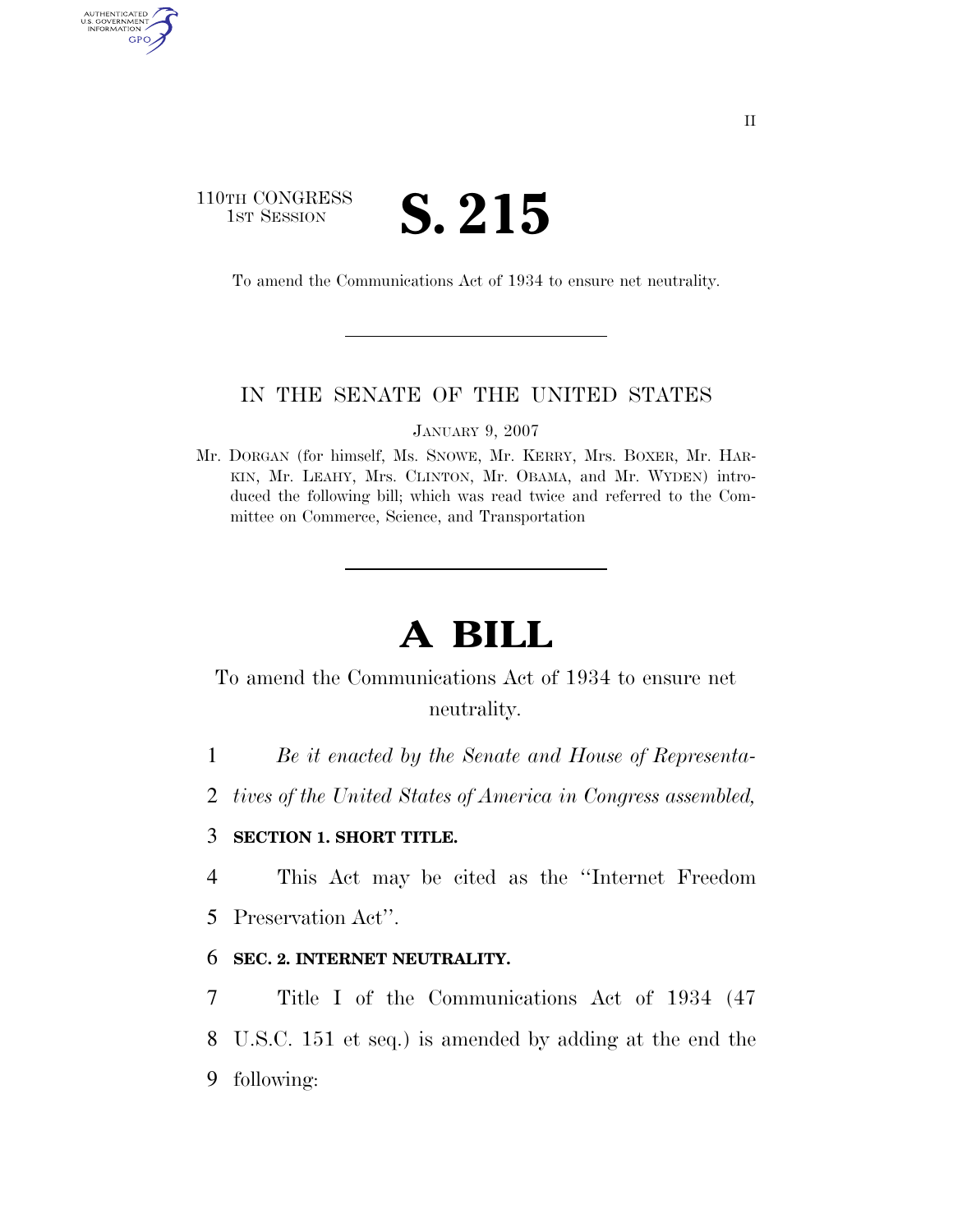110TH CONGRESS
1ST SESSION

# S. 215

To amend the Communications Act of 1934 to ensure net neutrality.

---

## IN THE SENATE OF THE UNITED STATES

JANUARY 9, 2007

Mr. DORGAN (for himself, Ms. SNOWE, Mr. KERRY, Mrs. BOXER, Mr. HARKIN, Mr. LEAHY, Mrs. CLINTON, Mr. OBAMA, and Mr. WYDEN) introduced the following bill; which was read twice and referred to the Committee on Commerce, Science, and Transportation

---

# A BILL

To amend the Communications Act of 1934 to ensure net neutrality.

1 *Be it enacted by the Senate and House of Representa-*
2 *tives of the United States of America in Congress assembled,*

3 **SECTION 1. SHORT TITLE.**

4 This Act may be cited as the ''Internet Freedom
5 Preservation Act''.

6 **SEC. 2. INTERNET NEUTRALITY.**

7 Title I of the Communications Act of 1934 (47
8 U.S.C. 151 et seq.) is amended by adding at the end the
9 following: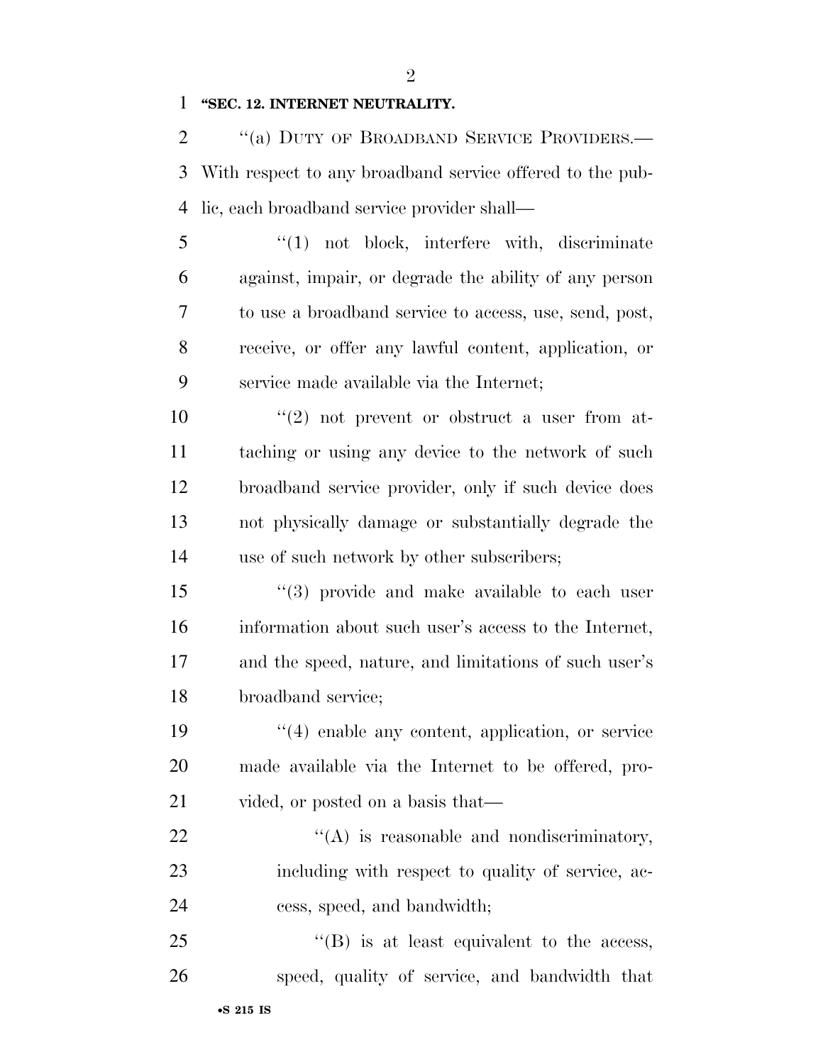**"SEC. 12. INTERNET NEUTRALITY.**

"(a) DUTY OF BROADBAND SERVICE PROVIDERS.—With respect to any broadband service offered to the public, each broadband service provider shall—

"(1) not block, interfere with, discriminate against, impair, or degrade the ability of any person to use a broadband service to access, use, send, post, receive, or offer any lawful content, application, or service made available via the Internet;

"(2) not prevent or obstruct a user from attaching or using any device to the network of such broadband service provider, only if such device does not physically damage or substantially degrade the use of such network by other subscribers;

"(3) provide and make available to each user information about such user's access to the Internet, and the speed, nature, and limitations of such user's broadband service;

"(4) enable any content, application, or service made available via the Internet to be offered, provided, or posted on a basis that—

"(A) is reasonable and nondiscriminatory, including with respect to quality of service, access, speed, and bandwidth;

"(B) is at least equivalent to the access, speed, quality of service, and bandwidth that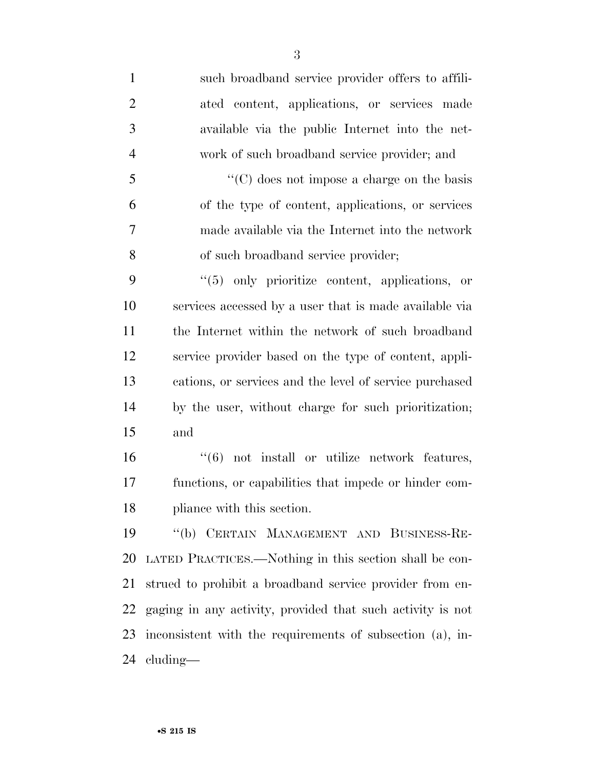such broadband service provider offers to affiliated content, applications, or services made available via the public Internet into the network of such broadband service provider; and

"(C) does not impose a charge on the basis of the type of content, applications, or services made available via the Internet into the network of such broadband service provider;

"(5) only prioritize content, applications, or services accessed by a user that is made available via the Internet within the network of such broadband service provider based on the type of content, applications, or services and the level of service purchased by the user, without charge for such prioritization; and

"(6) not install or utilize network features, functions, or capabilities that impede or hinder compliance with this section.

"(b) CERTAIN MANAGEMENT AND BUSINESS-RELATED PRACTICES.—Nothing in this section shall be construed to prohibit a broadband service provider from engaging in any activity, provided that such activity is not inconsistent with the requirements of subsection (a), including—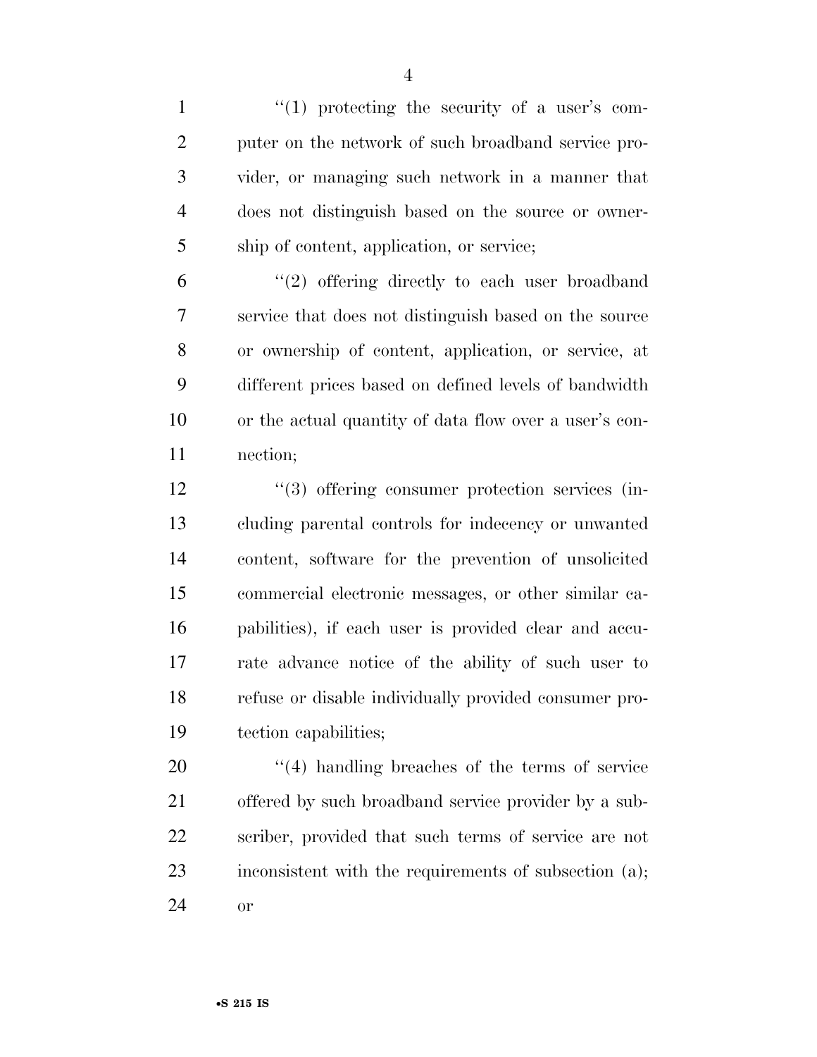"(1) protecting the security of a user's computer on the network of such broadband service provider, or managing such network in a manner that does not distinguish based on the source or ownership of content, application, or service;

"(2) offering directly to each user broadband service that does not distinguish based on the source or ownership of content, application, or service, at different prices based on defined levels of bandwidth or the actual quantity of data flow over a user's connection;

"(3) offering consumer protection services (including parental controls for indecency or unwanted content, software for the prevention of unsolicited commercial electronic messages, or other similar capabilities), if each user is provided clear and accurate advance notice of the ability of such user to refuse or disable individually provided consumer protection capabilities;

"(4) handling breaches of the terms of service offered by such broadband service provider by a subscriber, provided that such terms of service are not inconsistent with the requirements of subsection (a); or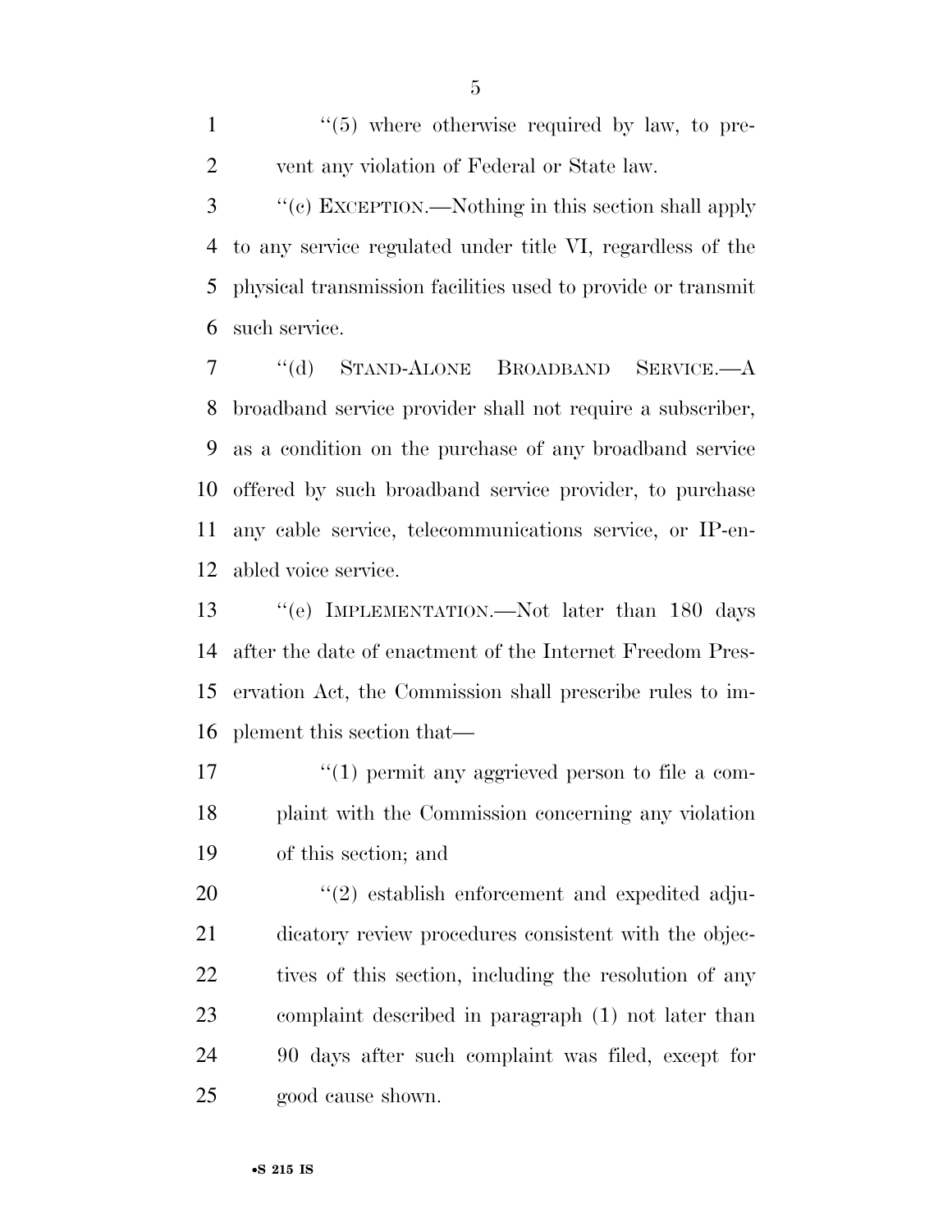"(5) where otherwise required by law, to prevent any violation of Federal or State law.

"(c) EXCEPTION.—Nothing in this section shall apply to any service regulated under title VI, regardless of the physical transmission facilities used to provide or transmit such service.

"(d) STAND-ALONE BROADBAND SERVICE.—A broadband service provider shall not require a subscriber, as a condition on the purchase of any broadband service offered by such broadband service provider, to purchase any cable service, telecommunications service, or IP-enabled voice service.

"(e) IMPLEMENTATION.—Not later than 180 days after the date of enactment of the Internet Freedom Preservation Act, the Commission shall prescribe rules to implement this section that—

"(1) permit any aggrieved person to file a complaint with the Commission concerning any violation of this section; and

"(2) establish enforcement and expedited adjudicatory review procedures consistent with the objectives of this section, including the resolution of any complaint described in paragraph (1) not later than 90 days after such complaint was filed, except for good cause shown.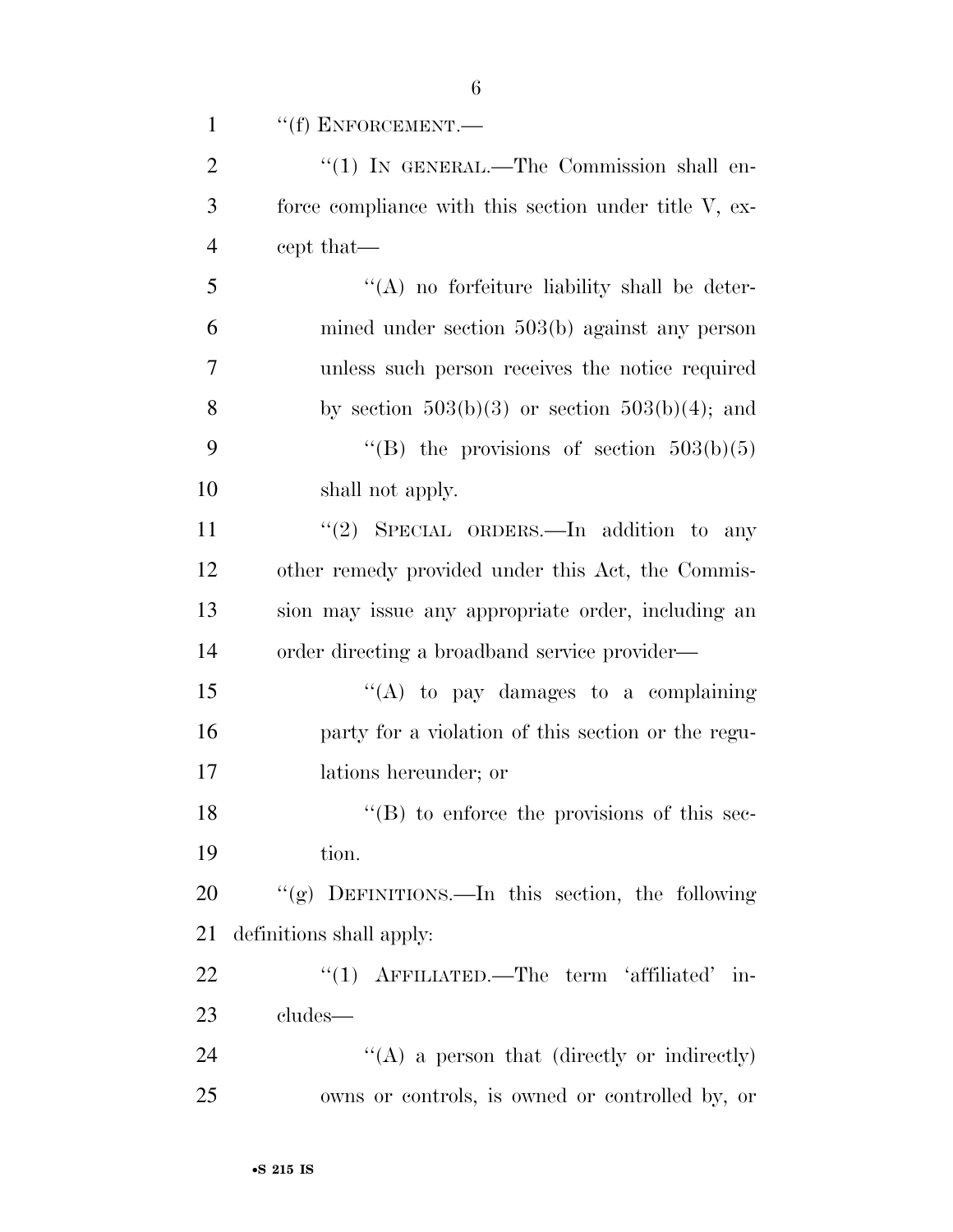''(f) ENFORCEMENT.—

''(1) IN GENERAL.—The Commission shall enforce compliance with this section under title V, except that—

''(A) no forfeiture liability shall be determined under section 503(b) against any person unless such person receives the notice required by section 503(b)(3) or section 503(b)(4); and

''(B) the provisions of section 503(b)(5) shall not apply.

''(2) SPECIAL ORDERS.—In addition to any other remedy provided under this Act, the Commission may issue any appropriate order, including an order directing a broadband service provider—

''(A) to pay damages to a complaining party for a violation of this section or the regulations hereunder; or

''(B) to enforce the provisions of this section.

''(g) DEFINITIONS.—In this section, the following definitions shall apply:

''(1) AFFILIATED.—The term 'affiliated' includes—

''(A) a person that (directly or indirectly) owns or controls, is owned or controlled by, or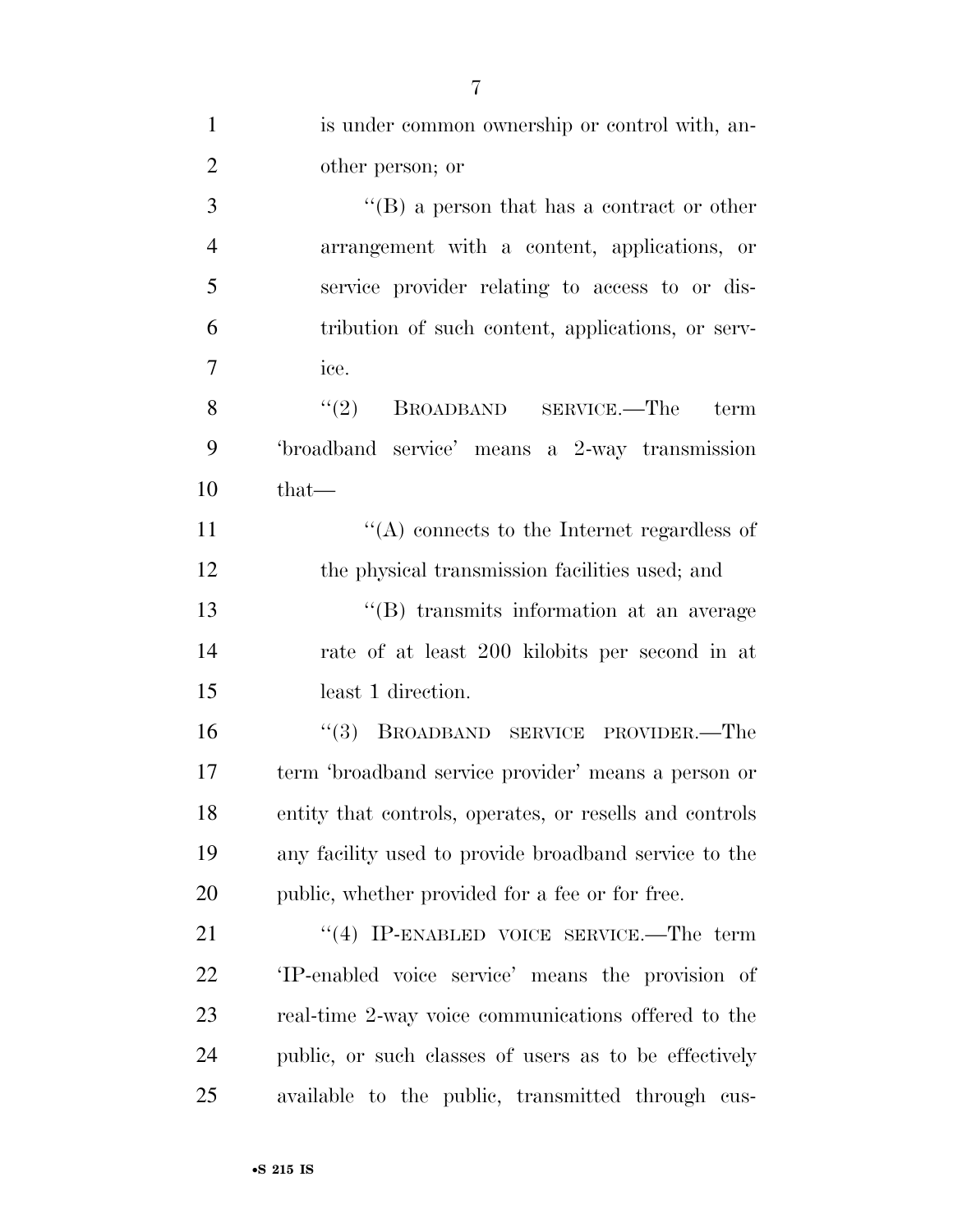is under common ownership or control with, another person; or

''(B) a person that has a contract or other arrangement with a content, applications, or service provider relating to access to or distribution of such content, applications, or service.

''(2) BROADBAND SERVICE.—The term 'broadband service' means a 2-way transmission that—

''(A) connects to the Internet regardless of the physical transmission facilities used; and

''(B) transmits information at an average rate of at least 200 kilobits per second in at least 1 direction.

''(3) BROADBAND SERVICE PROVIDER.—The term 'broadband service provider' means a person or entity that controls, operates, or resells and controls any facility used to provide broadband service to the public, whether provided for a fee or for free.

''(4) IP-ENABLED VOICE SERVICE.—The term 'IP-enabled voice service' means the provision of real-time 2-way voice communications offered to the public, or such classes of users as to be effectively available to the public, transmitted through cus-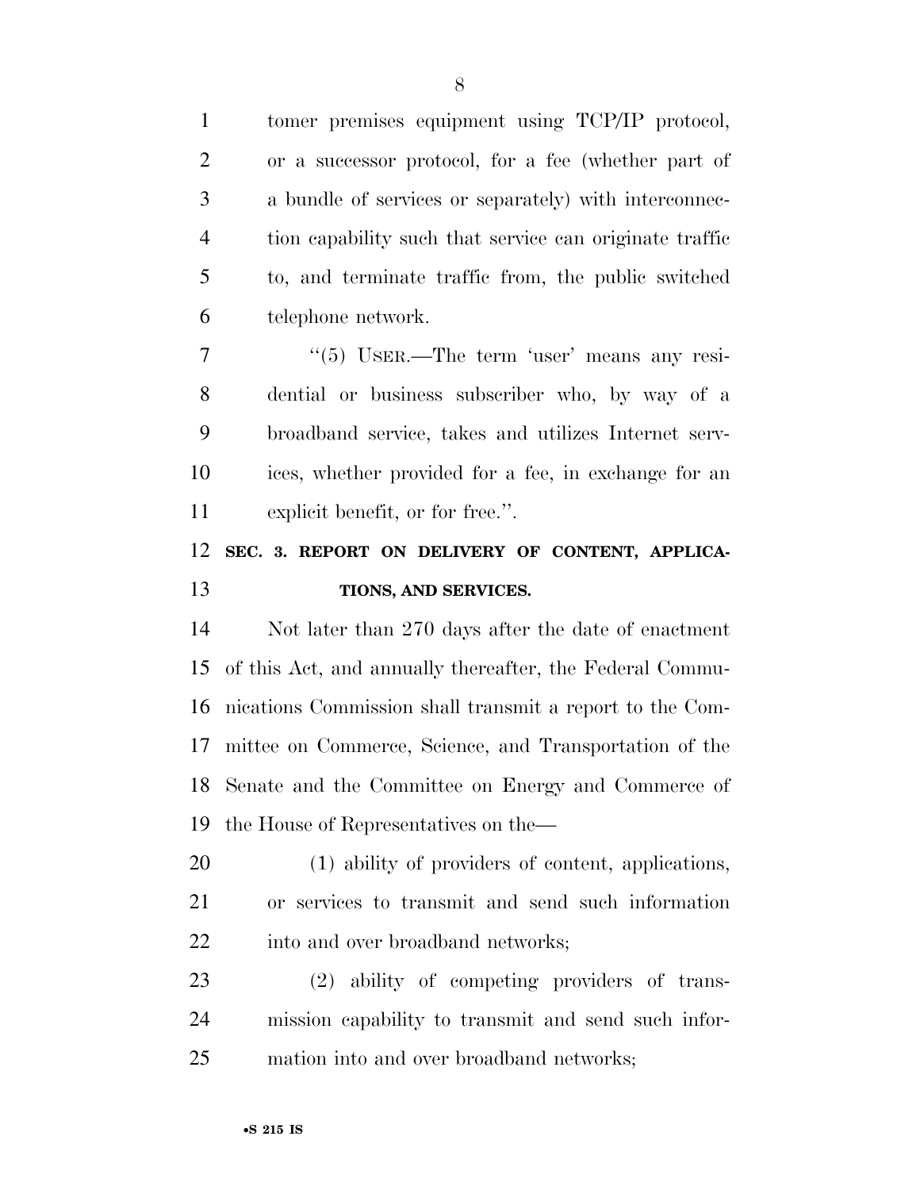tomer premises equipment using TCP/IP protocol, or a successor protocol, for a fee (whether part of a bundle of services or separately) with interconnection capability such that service can originate traffic to, and terminate traffic from, the public switched telephone network.

"(5) USER.—The term 'user' means any residential or business subscriber who, by way of a broadband service, takes and utilizes Internet services, whether provided for a fee, in exchange for an explicit benefit, or for free.".

## SEC. 3. REPORT ON DELIVERY OF CONTENT, APPLICATIONS, AND SERVICES.

Not later than 270 days after the date of enactment of this Act, and annually thereafter, the Federal Communications Commission shall transmit a report to the Committee on Commerce, Science, and Transportation of the Senate and the Committee on Energy and Commerce of the House of Representatives on the—

(1) ability of providers of content, applications, or services to transmit and send such information into and over broadband networks;

(2) ability of competing providers of transmission capability to transmit and send such information into and over broadband networks;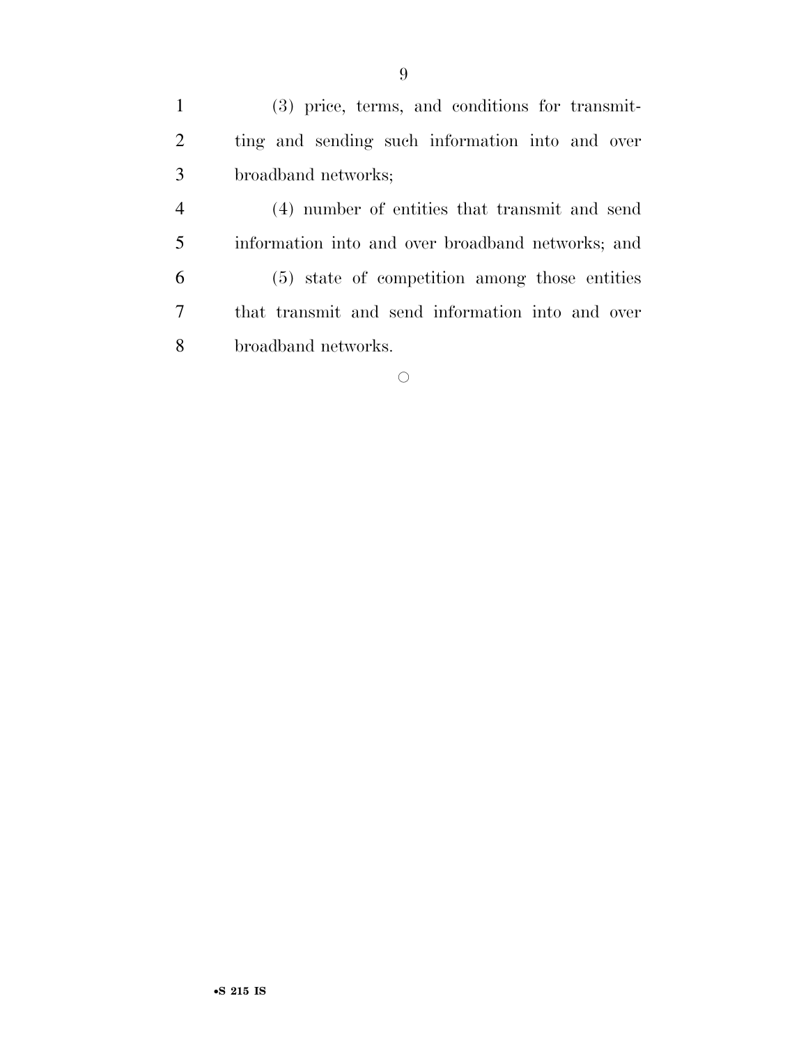(3) price, terms, and conditions for transmitting and sending such information into and over broadband networks;

(4) number of entities that transmit and send information into and over broadband networks; and

(5) state of competition among those entities that transmit and send information into and over broadband networks.

○